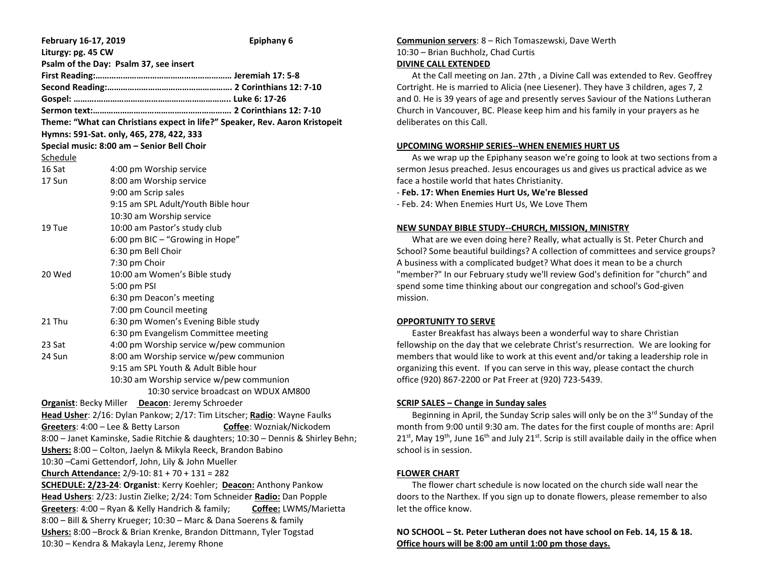**February 16-17, 2019** **Epiphany 6**

**Liturgy: pg. 45 CW**

**Psalm of the Day: Psalm 37, see insert**

**First Reading:…………………………………………………… Jeremiah 17: 5-8**

**Second Reading:……………………………………………….. 2 Corinthians 12: 7-10**

**Gospel: ……..…………………………………………………….. Luke 6: 17-26**

**Sermon text:…………………………………………………… 2 Corinthians 12: 7-10**

**Theme: "What can Christians expect in life?" Speaker, Rev. Aaron Kristopeit**

**Hymns: 591-Sat. only, 465, 278, 422, 333**

**Special music: 8:00 am – Senior Bell Choir**

Schedule

| | |
|---|---|
| 16 Sat | 4:00 pm Worship service |
| 17 Sun | 8:00 am Worship service |
| | 9:00 am Scrip sales |
| | 9:15 am SPL Adult/Youth Bible hour |
| | 10:30 am Worship service |
| 19 Tue | 10:00 am Pastor's study club |
| | 6:00 pm BIC – "Growing in Hope" |
| | 6:30 pm Bell Choir |
| | 7:30 pm Choir |
| 20 Wed | 10:00 am Women's Bible study |
| | 5:00 pm PSI |
| | 6:30 pm Deacon's meeting |
| | 7:00 pm Council meeting |
| 21 Thu | 6:30 pm Women's Evening Bible study |
| | 6:30 pm Evangelism Committee meeting |
| 23 Sat | 4:00 pm Worship service w/pew communion |
| 24 Sun | 8:00 am Worship service w/pew communion |
| | 9:15 am SPL Youth & Adult Bible hour |
| | 10:30 am Worship service w/pew communion |
| | 10:30 service broadcast on WDUX AM800 |

**Organist**: Becky Miller **Deacon**: Jeremy Schroeder

**Head Usher**: 2/16: Dylan Pankow; 2/17: Tim Litscher; **Radio**: Wayne Faulks

**Greeters**: 4:00 – Lee & Betty Larson **Coffee**: Wozniak/Nickodem

8:00 – Janet Kaminske, Sadie Ritchie & daughters; 10:30 – Dennis & Shirley Behn;

**Ushers:** 8:00 – Colton, Jaelyn & Mikyla Reeck, Brandon Babino

10:30 –Cami Gettendorf, John, Lily & John Mueller

**Church Attendance:** 2/9-10: 81 + 70 + 131 = 282

**SCHEDULE: 2/23-24**: **Organist**: Kerry Koehler; **Deacon:** Anthony Pankow

**Head Ushers**: 2/23: Justin Zielke; 2/24: Tom Schneider **Radio:** Dan Popple

**Greeters**: 4:00 – Ryan & Kelly Handrich & family; **Coffee:** LWMS/Marietta

8:00 – Bill & Sherry Krueger; 10:30 – Marc & Dana Soerens & family

**Ushers:** 8:00 –Brock & Brian Krenke, Brandon Dittmann, Tyler Togstad

10:30 – Kendra & Makayla Lenz, Jeremy Rhone

**Communion servers**: 8 – Rich Tomaszewski, Dave Werth

10:30 – Brian Buchholz, Chad Curtis

**DIVINE CALL EXTENDED**

At the Call meeting on Jan. 27th , a Divine Call was extended to Rev. Geoffrey Cortright. He is married to Alicia (nee Liesener). They have 3 children, ages 7, 2 and 0. He is 39 years of age and presently serves Saviour of the Nations Lutheran Church in Vancouver, BC. Please keep him and his family in your prayers as he deliberates on this Call.

**UPCOMING WORSHIP SERIES--WHEN ENEMIES HURT US**

As we wrap up the Epiphany season we're going to look at two sections from a sermon Jesus preached. Jesus encourages us and gives us practical advice as we face a hostile world that hates Christianity.

- **Feb. 17: When Enemies Hurt Us, We're Blessed**
- Feb. 24: When Enemies Hurt Us, We Love Them

**NEW SUNDAY BIBLE STUDY--CHURCH, MISSION, MINISTRY**

What are we even doing here? Really, what actually is St. Peter Church and School? Some beautiful buildings? A collection of committees and service groups? A business with a complicated budget? What does it mean to be a church "member?" In our February study we'll review God's definition for "church" and spend some time thinking about our congregation and school's God-given mission.

**OPPORTUNITY TO SERVE**

Easter Breakfast has always been a wonderful way to share Christian fellowship on the day that we celebrate Christ's resurrection. We are looking for members that would like to work at this event and/or taking a leadership role in organizing this event. If you can serve in this way, please contact the church office (920) 867-2200 or Pat Freer at (920) 723-5439.

**SCRIP SALES – Change in Sunday sales**

Beginning in April, the Sunday Scrip sales will only be on the 3rd Sunday of the month from 9:00 until 9:30 am. The dates for the first couple of months are: April 21st, May 19th, June 16th and July 21st. Scrip is still available daily in the office when school is in session.

**FLOWER CHART**

The flower chart schedule is now located on the church side wall near the doors to the Narthex. If you sign up to donate flowers, please remember to also let the office know.

**NO SCHOOL – St. Peter Lutheran does not have school on Feb. 14, 15 & 18.**
**Office hours will be 8:00 am until 1:00 pm those days.**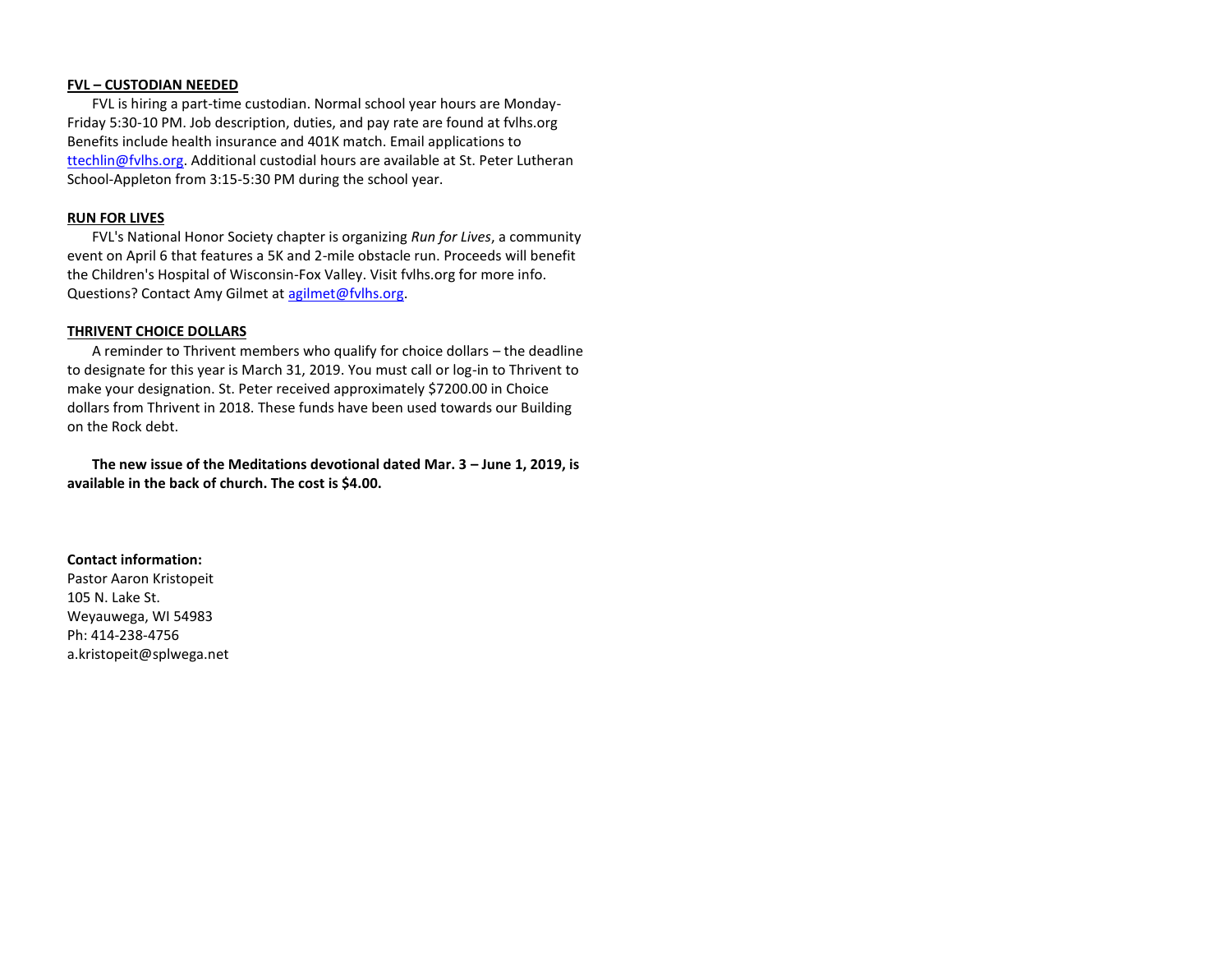**FVL – CUSTODIAN NEEDED**

FVL is hiring a part-time custodian. Normal school year hours are Monday-Friday 5:30-10 PM. Job description, duties, and pay rate are found at fvlhs.org Benefits include health insurance and 401K match. Email applications to ttechlin@fvlhs.org. Additional custodial hours are available at St. Peter Lutheran School-Appleton from 3:15-5:30 PM during the school year.

**RUN FOR LIVES**

FVL's National Honor Society chapter is organizing *Run for Lives*, a community event on April 6 that features a 5K and 2-mile obstacle run. Proceeds will benefit the Children's Hospital of Wisconsin-Fox Valley. Visit fvlhs.org for more info. Questions? Contact Amy Gilmet at agilmet@fvlhs.org.

**THRIVENT CHOICE DOLLARS**

A reminder to Thrivent members who qualify for choice dollars – the deadline to designate for this year is March 31, 2019. You must call or log-in to Thrivent to make your designation. St. Peter received approximately $7200.00 in Choice dollars from Thrivent in 2018. These funds have been used towards our Building on the Rock debt.

**The new issue of the Meditations devotional dated Mar. 3 – June 1, 2019, is available in the back of church. The cost is $4.00.**

**Contact information:**
Pastor Aaron Kristopeit
105 N. Lake St.
Weyauwega, WI 54983
Ph: 414-238-4756
a.kristopeit@splwega.net